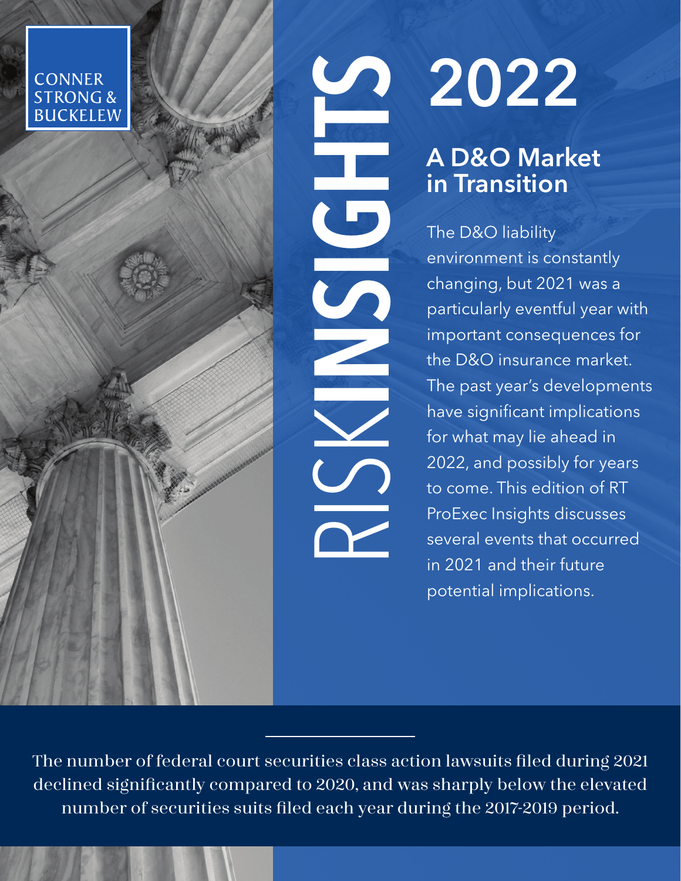CONNER STRONG & BUCKELEW

RISKINSIGHTS

# 2022

## A D&O Market in Transition

The D&O liability environment is constantly changing, but 2021 was a particularly eventful year with important consequences for the D&O insurance market. The past year's developments have significant implications for what may lie ahead in 2022, and possibly for years to come. This edition of RT ProExec Insights discusses several events that occurred in 2021 and their future potential implications.

---

The number of federal court securities class action lawsuits filed during 2021 declined significantly compared to 2020, and was sharply below the elevated number of securities suits filed each year during the 2017-2019 period.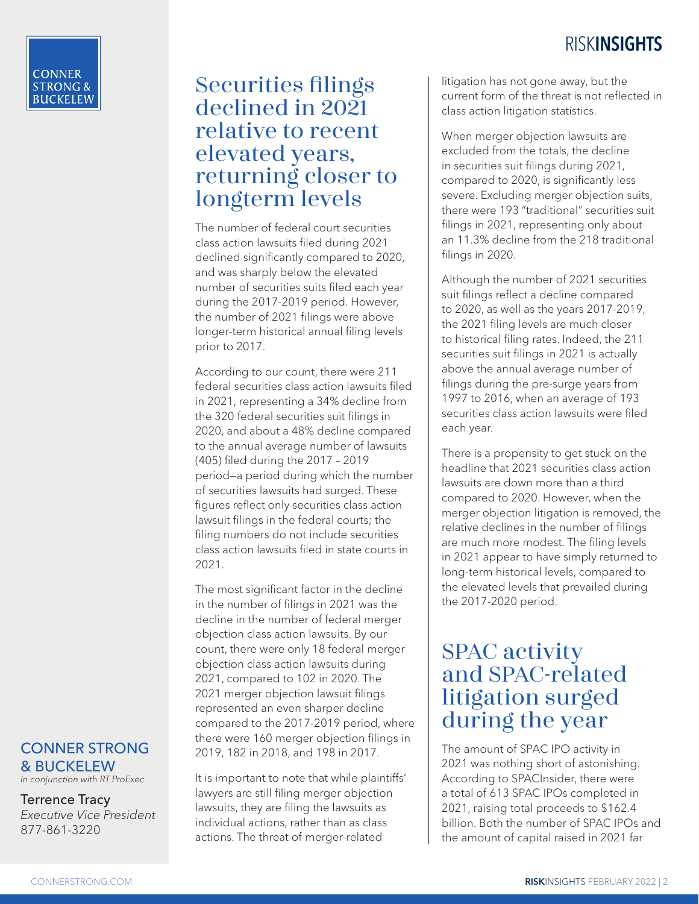# Securities filings declined in 2021 relative to recent elevated years, returning closer to longterm levels

The number of federal court securities class action lawsuits filed during 2021 declined significantly compared to 2020, and was sharply below the elevated number of securities suits filed each year during the 2017-2019 period. However, the number of 2021 filings were above longer-term historical annual filing levels prior to 2017.

According to our count, there were 211 federal securities class action lawsuits filed in 2021, representing a 34% decline from the 320 federal securities suit filings in 2020, and about a 48% decline compared to the annual average number of lawsuits (405) filed during the 2017 – 2019 period—a period during which the number of securities lawsuits had surged. These figures reflect only securities class action lawsuit filings in the federal courts; the filing numbers do not include securities class action lawsuits filed in state courts in 2021.

The most significant factor in the decline in the number of filings in 2021 was the decline in the number of federal merger objection class action lawsuits. By our count, there were only 18 federal merger objection class action lawsuits during 2021, compared to 102 in 2020. The 2021 merger objection lawsuit filings represented an even sharper decline compared to the 2017-2019 period, where there were 160 merger objection filings in 2019, 182 in 2018, and 198 in 2017.

It is important to note that while plaintiffs' lawyers are still filing merger objection lawsuits, they are filing the lawsuits as individual actions, rather than as class actions. The threat of merger-related litigation has not gone away, but the current form of the threat is not reflected in class action litigation statistics.

When merger objection lawsuits are excluded from the totals, the decline in securities suit filings during 2021, compared to 2020, is significantly less severe. Excluding merger objection suits, there were 193 "traditional" securities suit filings in 2021, representing only about an 11.3% decline from the 218 traditional filings in 2020.

Although the number of 2021 securities suit filings reflect a decline compared to 2020, as well as the years 2017-2019, the 2021 filing levels are much closer to historical filing rates. Indeed, the 211 securities suit filings in 2021 is actually above the annual average number of filings during the pre-surge years from 1997 to 2016, when an average of 193 securities class action lawsuits were filed each year.

There is a propensity to get stuck on the headline that 2021 securities class action lawsuits are down more than a third compared to 2020. However, when the merger objection litigation is removed, the relative declines in the number of filings are much more modest. The filing levels in 2021 appear to have simply returned to long-term historical levels, compared to the elevated levels that prevailed during the 2017-2020 period.

# SPAC activity and SPAC-related litigation surged during the year

The amount of SPAC IPO activity in 2021 was nothing short of astonishing. According to SPACInsider, there were a total of 613 SPAC IPOs completed in 2021, raising total proceeds to $162.4 billion. Both the number of SPAC IPOs and the amount of capital raised in 2021 far

**CONNER STRONG & BUCKELEW**
*In conjunction with RT ProExec*

Terrence Tracy
*Executive Vice President*
877-861-3220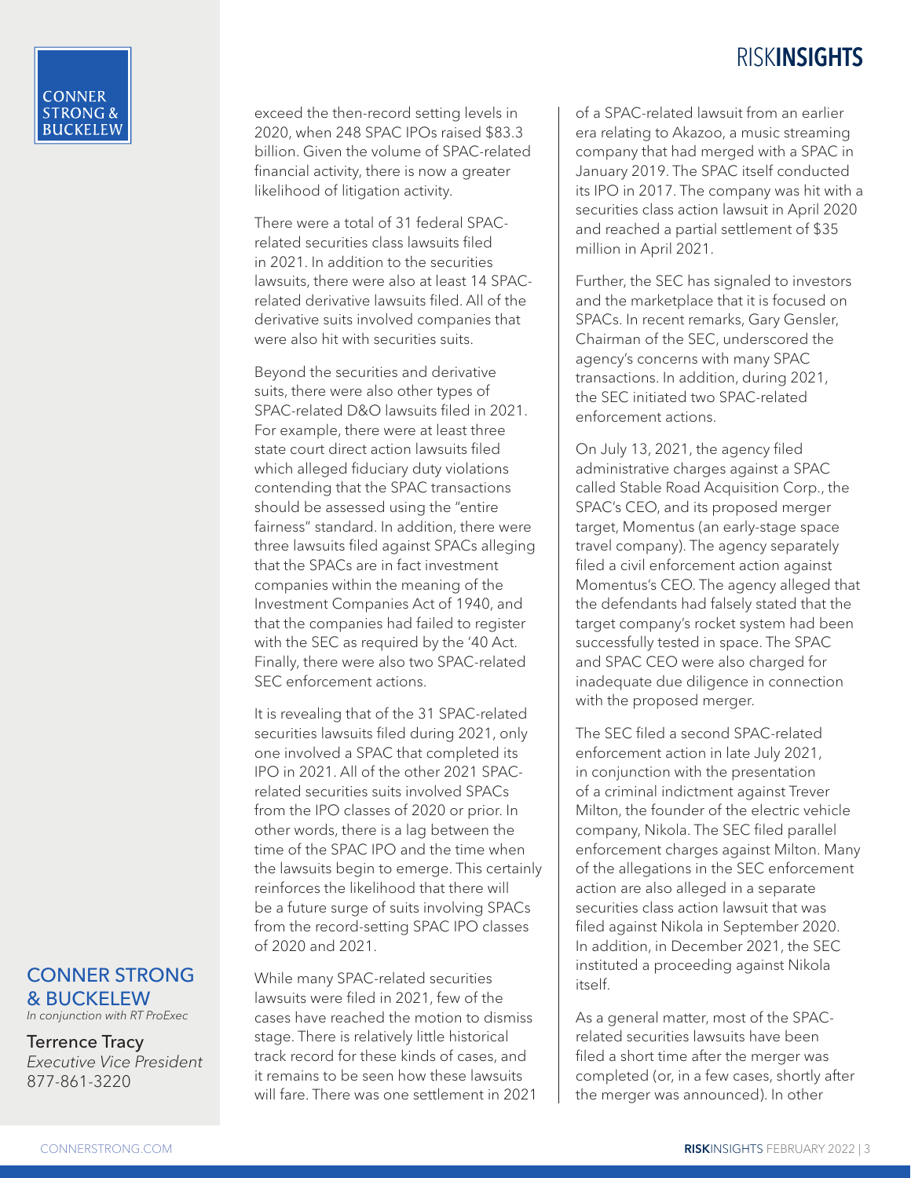exceed the then-record setting levels in 2020, when 248 SPAC IPOs raised $83.3 billion. Given the volume of SPAC-related financial activity, there is now a greater likelihood of litigation activity.

There were a total of 31 federal SPAC-related securities class lawsuits filed in 2021. In addition to the securities lawsuits, there were also at least 14 SPAC-related derivative lawsuits filed. All of the derivative suits involved companies that were also hit with securities suits.

Beyond the securities and derivative suits, there were also other types of SPAC-related D&O lawsuits filed in 2021. For example, there were at least three state court direct action lawsuits filed which alleged fiduciary duty violations contending that the SPAC transactions should be assessed using the "entire fairness" standard. In addition, there were three lawsuits filed against SPACs alleging that the SPACs are in fact investment companies within the meaning of the Investment Companies Act of 1940, and that the companies had failed to register with the SEC as required by the '40 Act. Finally, there were also two SPAC-related SEC enforcement actions.

It is revealing that of the 31 SPAC-related securities lawsuits filed during 2021, only one involved a SPAC that completed its IPO in 2021. All of the other 2021 SPAC-related securities suits involved SPACs from the IPO classes of 2020 or prior. In other words, there is a lag between the time of the SPAC IPO and the time when the lawsuits begin to emerge. This certainly reinforces the likelihood that there will be a future surge of suits involving SPACs from the record-setting SPAC IPO classes of 2020 and 2021.

While many SPAC-related securities lawsuits were filed in 2021, few of the cases have reached the motion to dismiss stage. There is relatively little historical track record for these kinds of cases, and it remains to be seen how these lawsuits will fare. There was one settlement in 2021 of a SPAC-related lawsuit from an earlier era relating to Akazoo, a music streaming company that had merged with a SPAC in January 2019. The SPAC itself conducted its IPO in 2017. The company was hit with a securities class action lawsuit in April 2020 and reached a partial settlement of $35 million in April 2021.

Further, the SEC has signaled to investors and the marketplace that it is focused on SPACs. In recent remarks, Gary Gensler, Chairman of the SEC, underscored the agency's concerns with many SPAC transactions. In addition, during 2021, the SEC initiated two SPAC-related enforcement actions.

On July 13, 2021, the agency filed administrative charges against a SPAC called Stable Road Acquisition Corp., the SPAC's CEO, and its proposed merger target, Momentus (an early-stage space travel company). The agency separately filed a civil enforcement action against Momentus's CEO. The agency alleged that the defendants had falsely stated that the target company's rocket system had been successfully tested in space. The SPAC and SPAC CEO were also charged for inadequate due diligence in connection with the proposed merger.

The SEC filed a second SPAC-related enforcement action in late July 2021, in conjunction with the presentation of a criminal indictment against Trever Milton, the founder of the electric vehicle company, Nikola. The SEC filed parallel enforcement charges against Milton. Many of the allegations in the SEC enforcement action are also alleged in a separate securities class action lawsuit that was filed against Nikola in September 2020. In addition, in December 2021, the SEC instituted a proceeding against Nikola itself.

As a general matter, most of the SPAC-related securities lawsuits have been filed a short time after the merger was completed (or, in a few cases, shortly after the merger was announced). In other

CONNER STRONG & BUCKELEW
*In conjunction with RT ProExec*

Terrence Tracy
*Executive Vice President*
877-861-3220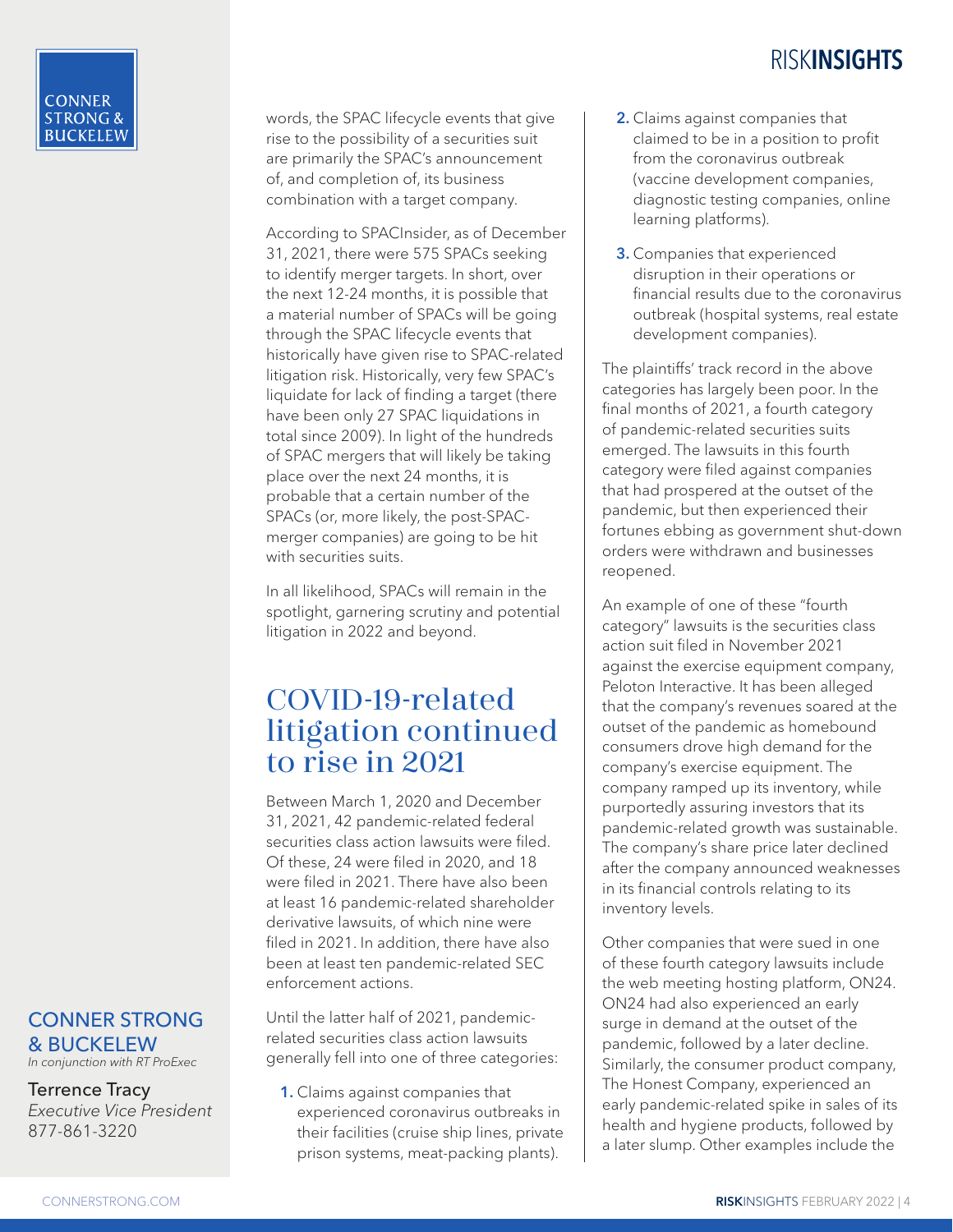words, the SPAC lifecycle events that give rise to the possibility of a securities suit are primarily the SPAC's announcement of, and completion of, its business combination with a target company.

According to SPACInsider, as of December 31, 2021, there were 575 SPACs seeking to identify merger targets. In short, over the next 12-24 months, it is possible that a material number of SPACs will be going through the SPAC lifecycle events that historically have given rise to SPAC-related litigation risk. Historically, very few SPAC's liquidate for lack of finding a target (there have been only 27 SPAC liquidations in total since 2009). In light of the hundreds of SPAC mergers that will likely be taking place over the next 24 months, it is probable that a certain number of the SPACs (or, more likely, the post-SPAC-merger companies) are going to be hit with securities suits.

In all likelihood, SPACs will remain in the spotlight, garnering scrutiny and potential litigation in 2022 and beyond.

## COVID-19-related litigation continued to rise in 2021

Between March 1, 2020 and December 31, 2021, 42 pandemic-related federal securities class action lawsuits were filed. Of these, 24 were filed in 2020, and 18 were filed in 2021. There have also been at least 16 pandemic-related shareholder derivative lawsuits, of which nine were filed in 2021. In addition, there have also been at least ten pandemic-related SEC enforcement actions.

Until the latter half of 2021, pandemic-related securities class action lawsuits generally fell into one of three categories:

1. Claims against companies that experienced coronavirus outbreaks in their facilities (cruise ship lines, private prison systems, meat-packing plants).
2. Claims against companies that claimed to be in a position to profit from the coronavirus outbreak (vaccine development companies, diagnostic testing companies, online learning platforms).
3. Companies that experienced disruption in their operations or financial results due to the coronavirus outbreak (hospital systems, real estate development companies).

The plaintiffs' track record in the above categories has largely been poor. In the final months of 2021, a fourth category of pandemic-related securities suits emerged. The lawsuits in this fourth category were filed against companies that had prospered at the outset of the pandemic, but then experienced their fortunes ebbing as government shut-down orders were withdrawn and businesses reopened.

An example of one of these "fourth category" lawsuits is the securities class action suit filed in November 2021 against the exercise equipment company, Peloton Interactive. It has been alleged that the company's revenues soared at the outset of the pandemic as homebound consumers drove high demand for the company's exercise equipment. The company ramped up its inventory, while purportedly assuring investors that its pandemic-related growth was sustainable. The company's share price later declined after the company announced weaknesses in its financial controls relating to its inventory levels.

Other companies that were sued in one of these fourth category lawsuits include the web meeting hosting platform, ON24. ON24 had also experienced an early surge in demand at the outset of the pandemic, followed by a later decline. Similarly, the consumer product company, The Honest Company, experienced an early pandemic-related spike in sales of its health and hygiene products, followed by a later slump. Other examples include the

**CONNER STRONG & BUCKELEW**
*In conjunction with RT ProExec*

Terrence Tracy
*Executive Vice President*
877-861-3220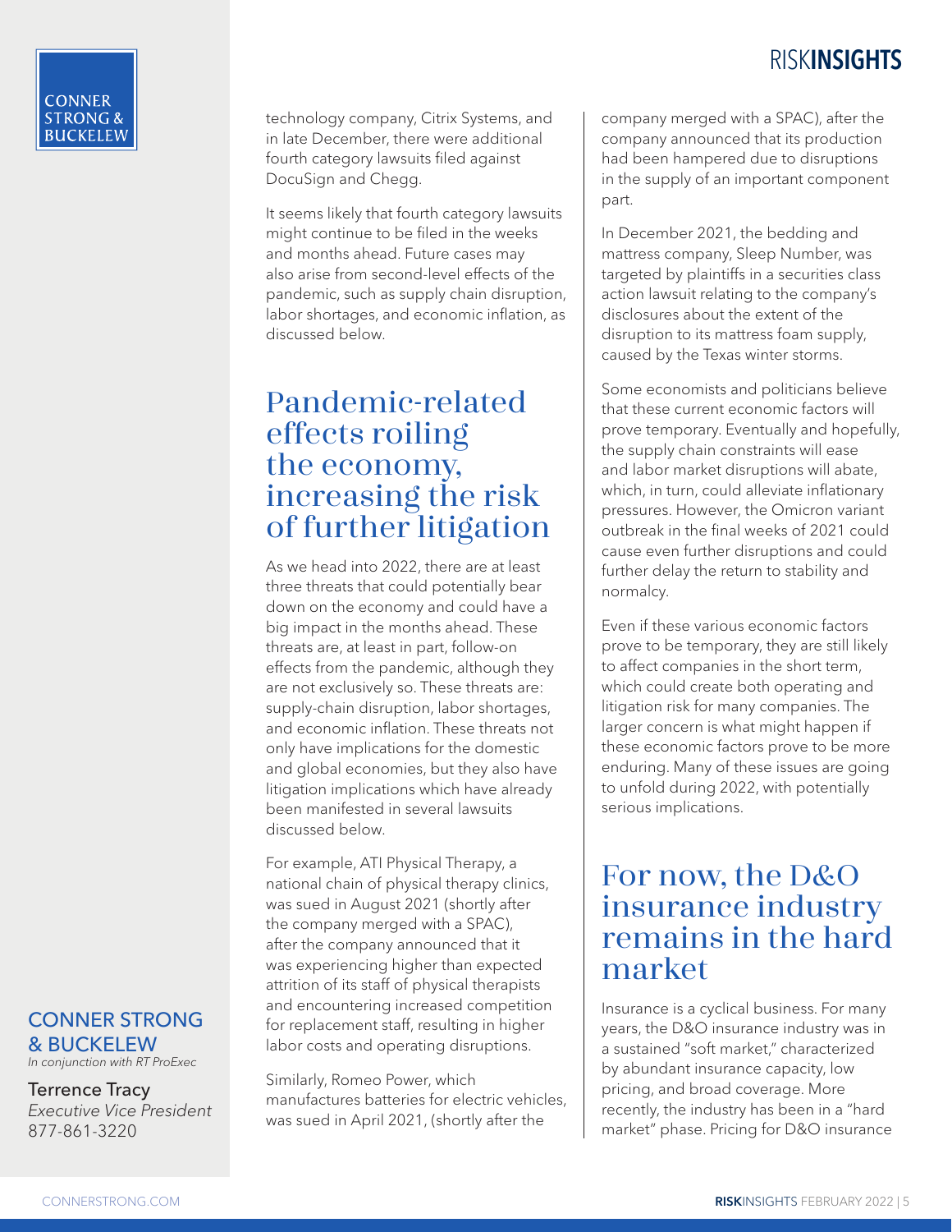technology company, Citrix Systems, and in late December, there were additional fourth category lawsuits filed against DocuSign and Chegg.

It seems likely that fourth category lawsuits might continue to be filed in the weeks and months ahead. Future cases may also arise from second-level effects of the pandemic, such as supply chain disruption, labor shortages, and economic inflation, as discussed below.

## Pandemic-related effects roiling the economy, increasing the risk of further litigation

As we head into 2022, there are at least three threats that could potentially bear down on the economy and could have a big impact in the months ahead. These threats are, at least in part, follow-on effects from the pandemic, although they are not exclusively so. These threats are: supply-chain disruption, labor shortages, and economic inflation. These threats not only have implications for the domestic and global economies, but they also have litigation implications which have already been manifested in several lawsuits discussed below.

For example, ATI Physical Therapy, a national chain of physical therapy clinics, was sued in August 2021 (shortly after the company merged with a SPAC), after the company announced that it was experiencing higher than expected attrition of its staff of physical therapists and encountering increased competition for replacement staff, resulting in higher labor costs and operating disruptions.

Similarly, Romeo Power, which manufactures batteries for electric vehicles, was sued in April 2021, (shortly after the company merged with a SPAC), after the company announced that its production had been hampered due to disruptions in the supply of an important component part.

In December 2021, the bedding and mattress company, Sleep Number, was targeted by plaintiffs in a securities class action lawsuit relating to the company's disclosures about the extent of the disruption to its mattress foam supply, caused by the Texas winter storms.

Some economists and politicians believe that these current economic factors will prove temporary. Eventually and hopefully, the supply chain constraints will ease and labor market disruptions will abate, which, in turn, could alleviate inflationary pressures. However, the Omicron variant outbreak in the final weeks of 2021 could cause even further disruptions and could further delay the return to stability and normalcy.

Even if these various economic factors prove to be temporary, they are still likely to affect companies in the short term, which could create both operating and litigation risk for many companies. The larger concern is what might happen if these economic factors prove to be more enduring. Many of these issues are going to unfold during 2022, with potentially serious implications.

## For now, the D&O insurance industry remains in the hard market

Insurance is a cyclical business. For many years, the D&O insurance industry was in a sustained "soft market," characterized by abundant insurance capacity, low pricing, and broad coverage. More recently, the industry has been in a "hard market" phase. Pricing for D&O insurance

**CONNER STRONG & BUCKELEW**
*In conjunction with RT ProExec*

Terrence Tracy
*Executive Vice President*
877-861-3220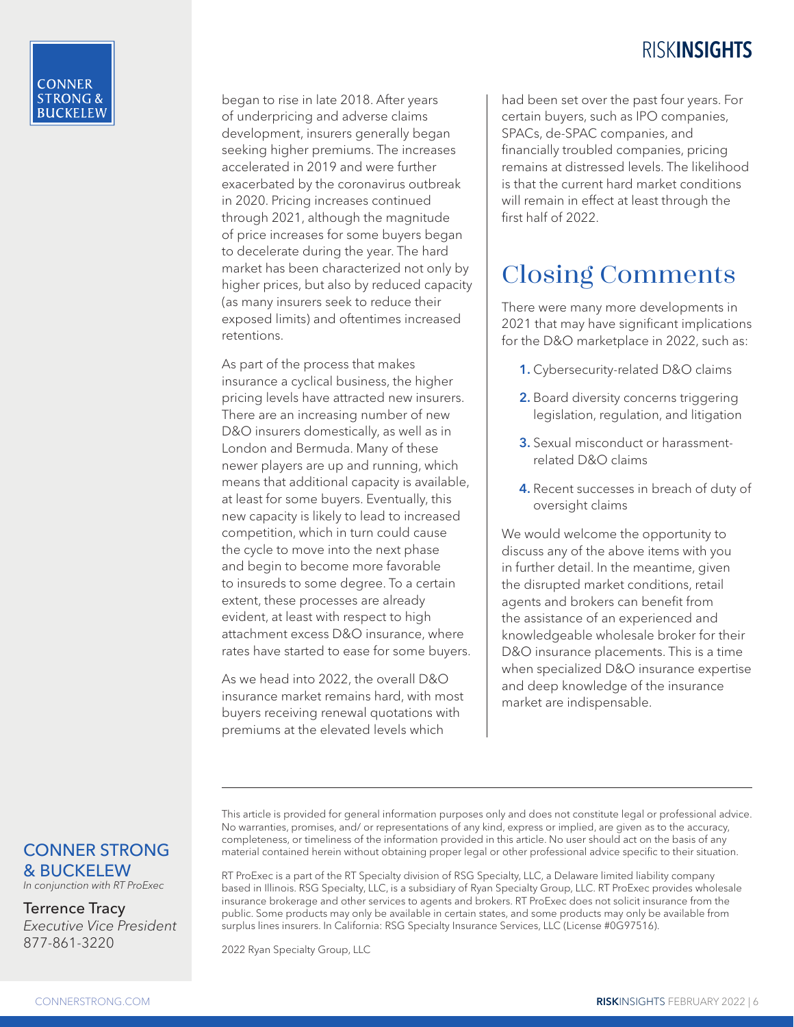began to rise in late 2018. After years of underpricing and adverse claims development, insurers generally began seeking higher premiums. The increases accelerated in 2019 and were further exacerbated by the coronavirus outbreak in 2020. Pricing increases continued through 2021, although the magnitude of price increases for some buyers began to decelerate during the year. The hard market has been characterized not only by higher prices, but also by reduced capacity (as many insurers seek to reduce their exposed limits) and oftentimes increased retentions.

As part of the process that makes insurance a cyclical business, the higher pricing levels have attracted new insurers. There are an increasing number of new D&O insurers domestically, as well as in London and Bermuda. Many of these newer players are up and running, which means that additional capacity is available, at least for some buyers. Eventually, this new capacity is likely to lead to increased competition, which in turn could cause the cycle to move into the next phase and begin to become more favorable to insureds to some degree. To a certain extent, these processes are already evident, at least with respect to high attachment excess D&O insurance, where rates have started to ease for some buyers.

As we head into 2022, the overall D&O insurance market remains hard, with most buyers receiving renewal quotations with premiums at the elevated levels which had been set over the past four years. For certain buyers, such as IPO companies, SPACs, de-SPAC companies, and financially troubled companies, pricing remains at distressed levels. The likelihood is that the current hard market conditions will remain in effect at least through the first half of 2022.

## Closing Comments

There were many more developments in 2021 that may have significant implications for the D&O marketplace in 2022, such as:

1. Cybersecurity-related D&O claims
2. Board diversity concerns triggering legislation, regulation, and litigation
3. Sexual misconduct or harassment-related D&O claims
4. Recent successes in breach of duty of oversight claims

We would welcome the opportunity to discuss any of the above items with you in further detail. In the meantime, given the disrupted market conditions, retail agents and brokers can benefit from the assistance of an experienced and knowledgeable wholesale broker for their D&O insurance placements. This is a time when specialized D&O insurance expertise and deep knowledge of the insurance market are indispensable.

---

This article is provided for general information purposes only and does not constitute legal or professional advice. No warranties, promises, and/ or representations of any kind, express or implied, are given as to the accuracy, completeness, or timeliness of the information provided in this article. No user should act on the basis of any material contained herein without obtaining proper legal or other professional advice specific to their situation.

RT ProExec is a part of the RT Specialty division of RSG Specialty, LLC, a Delaware limited liability company based in Illinois. RSG Specialty, LLC, is a subsidiary of Ryan Specialty Group, LLC. RT ProExec provides wholesale insurance brokerage and other services to agents and brokers. RT ProExec does not solicit insurance from the public. Some products may only be available in certain states, and some products may only be available from surplus lines insurers. In California: RSG Specialty Insurance Services, LLC (License #0G97516).

2022 Ryan Specialty Group, LLC

**CONNER STRONG & BUCKELEW**
*In conjunction with RT ProExec*

Terrence Tracy
*Executive Vice President*
877-861-3220